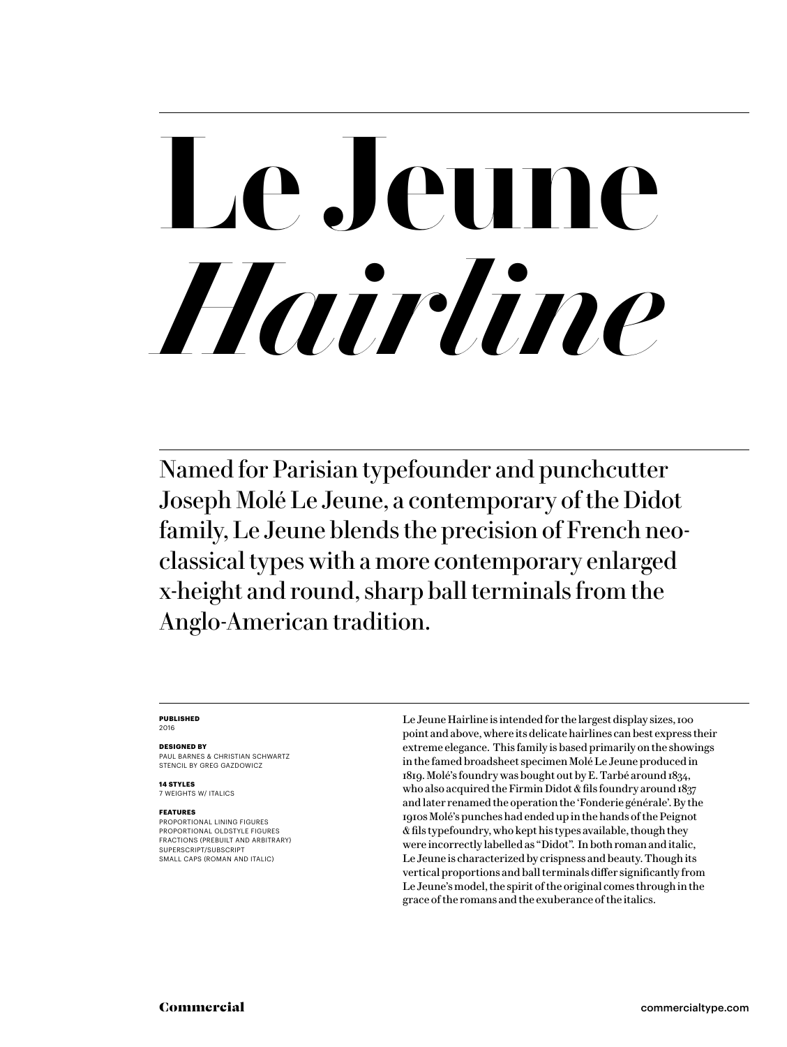# Le Jeune *Hairline*

Named for Parisian typefounder and punchcutter Joseph Molé Le Jeune, a contemporary of the Didot family, Le Jeune blends the precision of French neo-classical types with a more contemporary enlarged x-height and round, sharp ball terminals from the Anglo-American tradition.

**PUBLISHED**
2016

**DESIGNED BY**
PAUL BARNES & CHRISTIAN SCHWARTZ
STENCIL BY GREG GAZDOWICZ

**14 STYLES**
7 WEIGHTS W/ ITALICS

**FEATURES**
PROPORTIONAL LINING FIGURES
PROPORTIONAL OLDSTYLE FIGURES
FRACTIONS (PREBUILT AND ARBITRARY)
SUPERSCRIPT/SUBSCRIPT
SMALL CAPS (ROMAN AND ITALIC)

Le Jeune Hairline is intended for the largest display sizes, 100 point and above, where its delicate hairlines can best express their extreme elegance. This family is based primarily on the showings in the famed broadsheet specimen Molé Le Jeune produced in 1819. Molé's foundry was bought out by E. Tarbé around 1834, who also acquired the Firmin Didot & fils foundry around 1837 and later renamed the operation the 'Fonderie générale'. By the 1910s Molé's punches had ended up in the hands of the Peignot & fils typefoundry, who kept his types available, though they were incorrectly labelled as "Didot". In both roman and italic, Le Jeune is characterized by crispness and beauty. Though its vertical proportions and ball terminals differ significantly from Le Jeune's model, the spirit of the original comes through in the grace of the romans and the exuberance of the italics.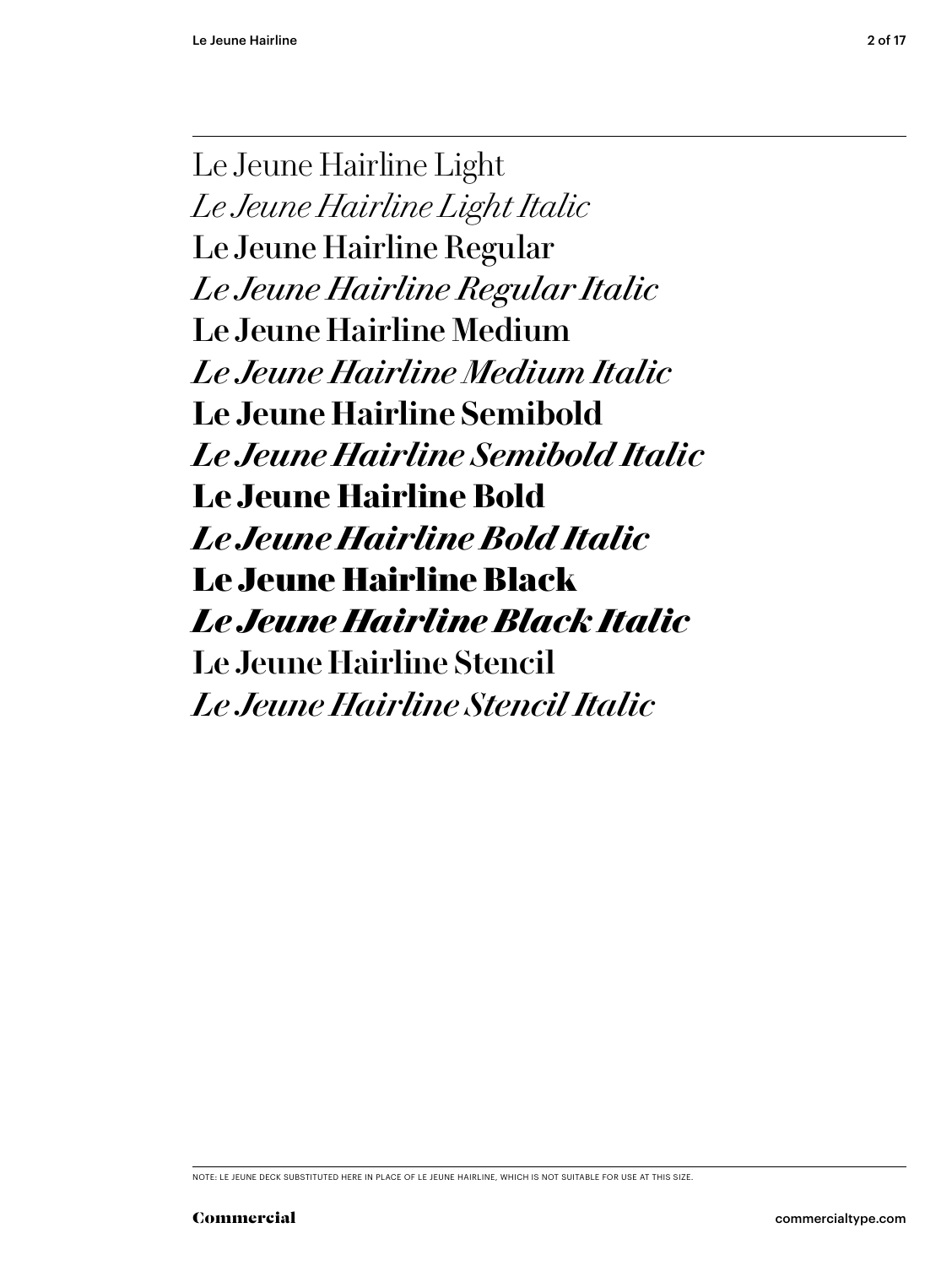Le Jeune Hairline Light

*Le Jeune Hairline Light Italic*

Le Jeune Hairline Regular

*Le Jeune Hairline Regular Italic*

Le Jeune Hairline Medium

*Le Jeune Hairline Medium Italic*

**Le Jeune Hairline Semibold**

***Le Jeune Hairline Semibold Italic***

**Le Jeune Hairline Bold**

***Le Jeune Hairline Bold Italic***

**Le Jeune Hairline Black**

***Le Jeune Hairline Black Italic***

Le Jeune Hairline Stencil

*Le Jeune Hairline Stencil Italic*

NOTE: LE JEUNE DECK SUBSTITUTED HERE IN PLACE OF LE JEUNE HAIRLINE, WHICH IS NOT SUITABLE FOR USE AT THIS SIZE.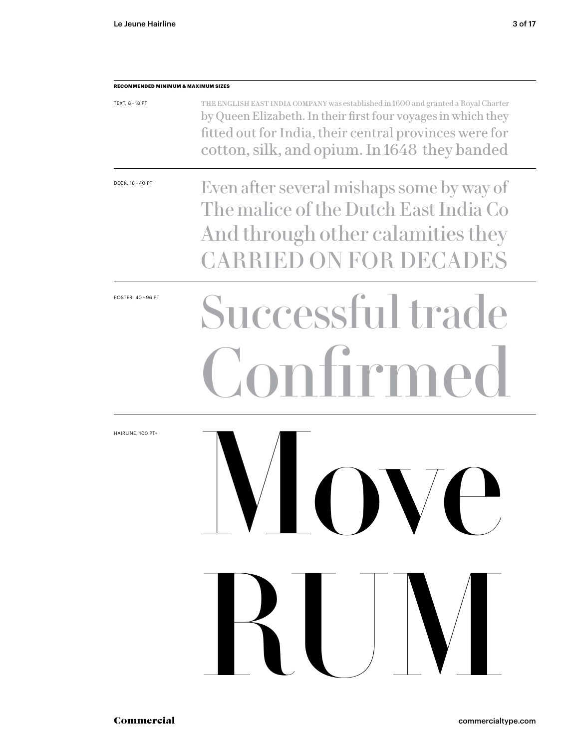**RECOMMENDED MINIMUM & MAXIMUM SIZES**

TEXT, 8 – 18 PT

THE ENGLISH EAST INDIA COMPANY was established in 1600 and granted a Royal Charter by Queen Elizabeth. In their first four voyages in which they fitted out for India, their central provinces were for cotton, silk, and opium. In 1648 they banded

DECK, 18 – 40 PT

Even after several mishaps some by way of The malice of the Dutch East India Co And through other calamities they CARRIED ON FOR DECADES

POSTER, 40 – 96 PT

Successful trade Confirmed

HAIRLINE, 100 PT+

Move RUM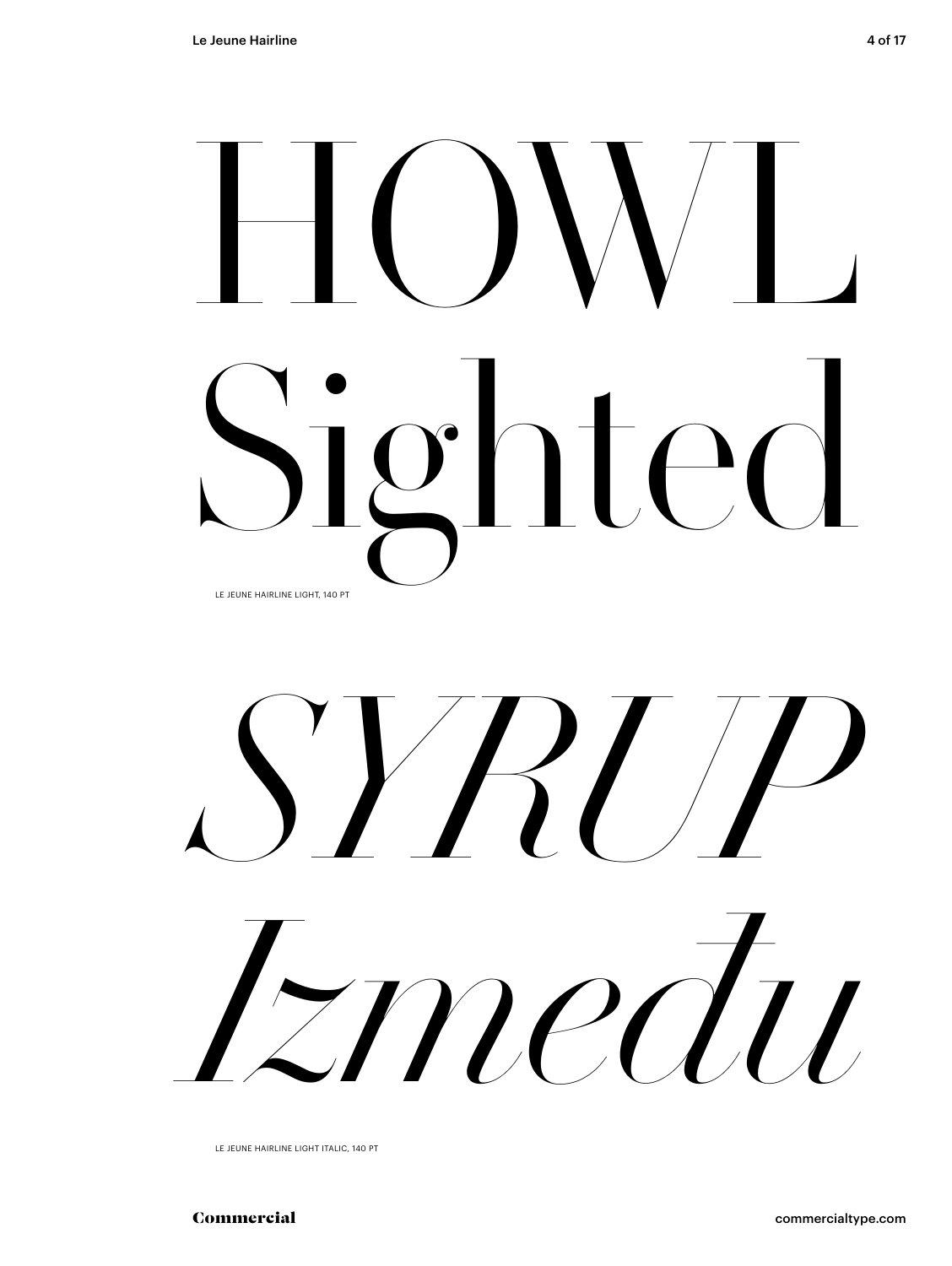HOWL
Sighted

LE JEUNE HAIRLINE LIGHT, 140 PT

*SYRUP*
*Između*

LE JEUNE HAIRLINE LIGHT ITALIC, 140 PT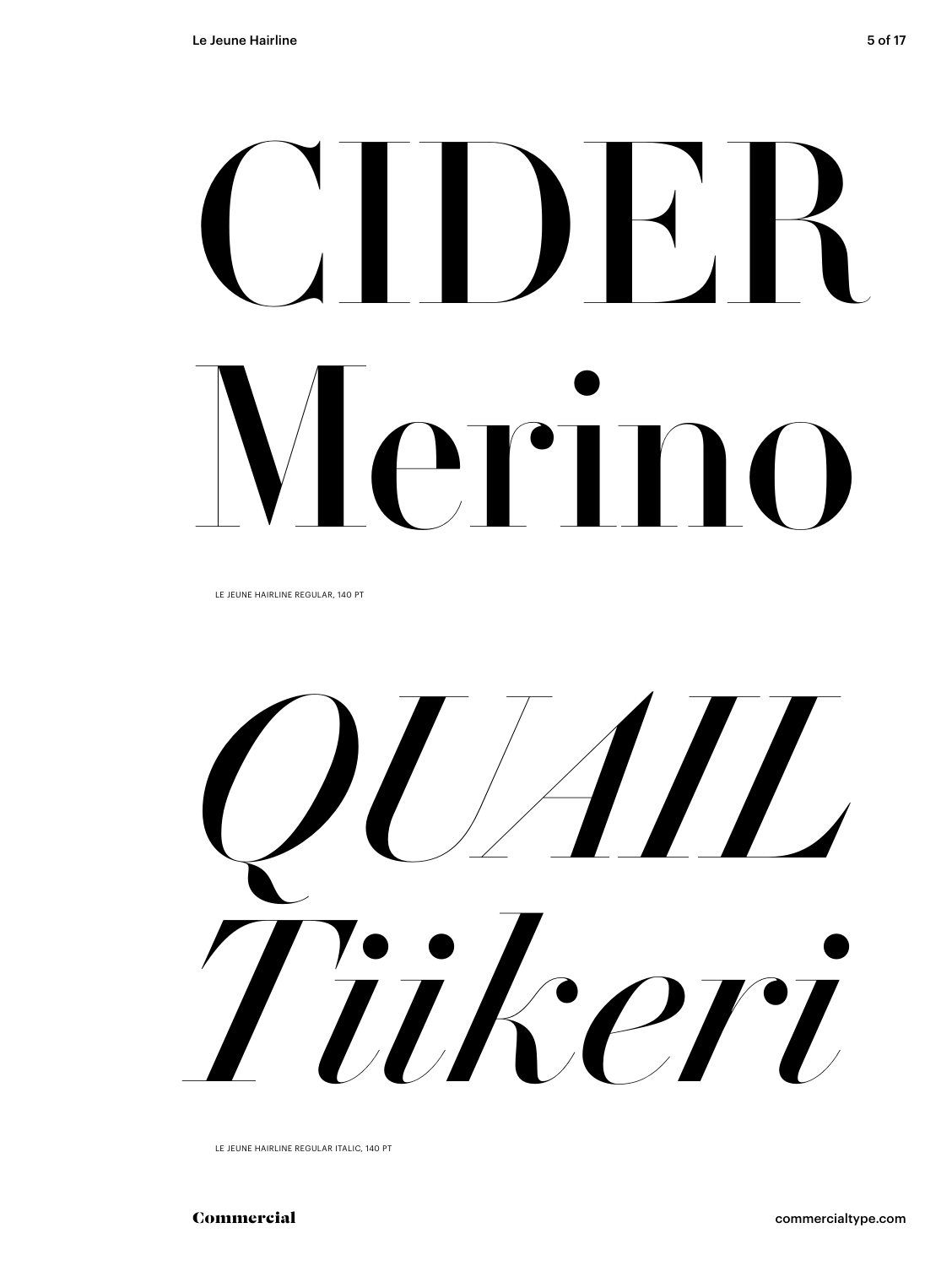# CIDER Merino

LE JEUNE HAIRLINE REGULAR, 140 PT

# *QUAIL Tiikeri*

LE JEUNE HAIRLINE REGULAR ITALIC, 140 PT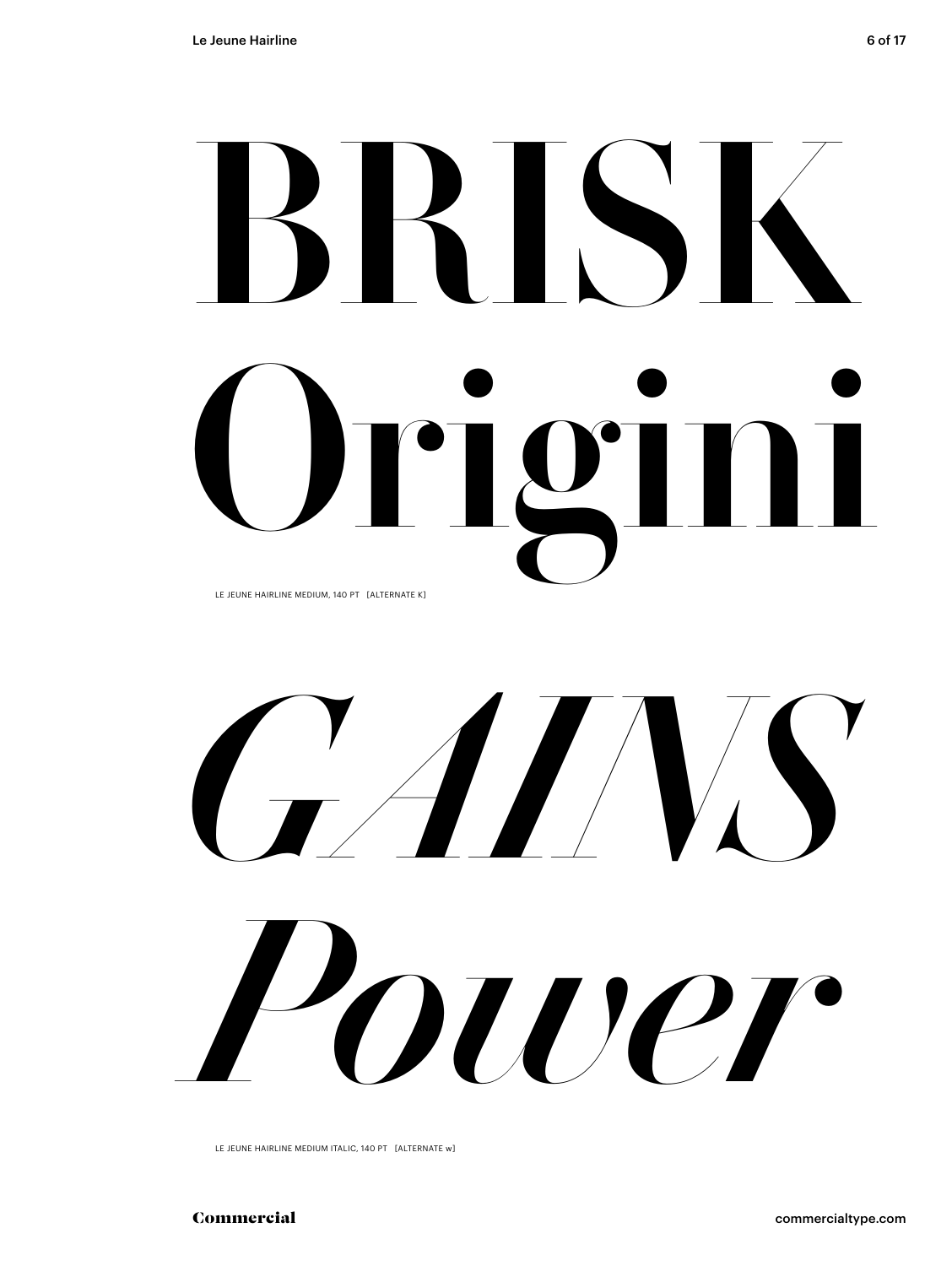# BRISK Origini

LE JEUNE HAIRLINE MEDIUM, 140 PT [ALTERNATE K]

# *GAINS Power*

LE JEUNE HAIRLINE MEDIUM ITALIC, 140 PT [ALTERNATE w]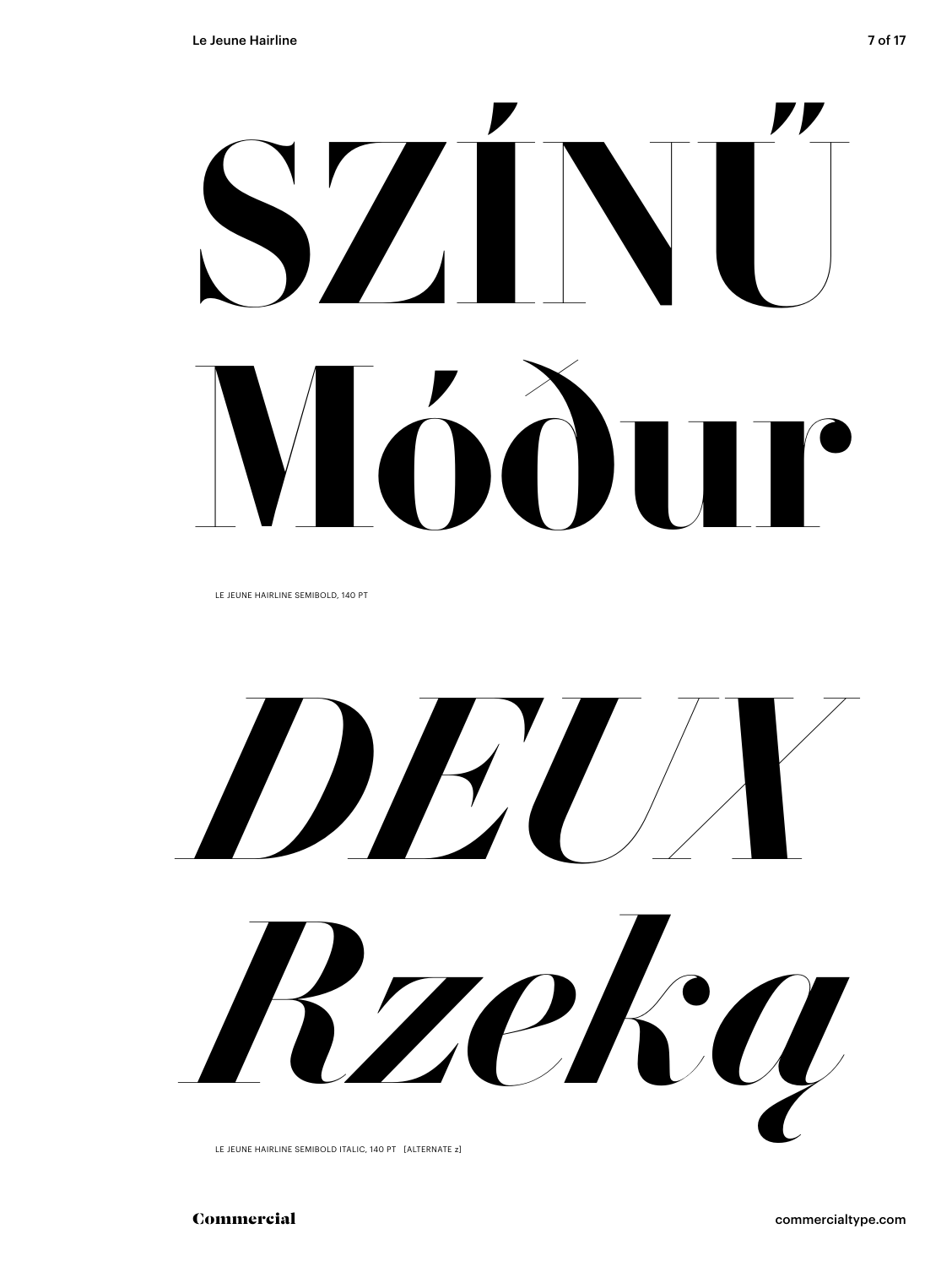SZÍŇŰ
Móður

LE JEUNE HAIRLINE SEMIBOLD, 140 PT

*DEUX*
*Rzeką*

LE JEUNE HAIRLINE SEMIBOLD ITALIC, 140 PT [ALTERNATE z]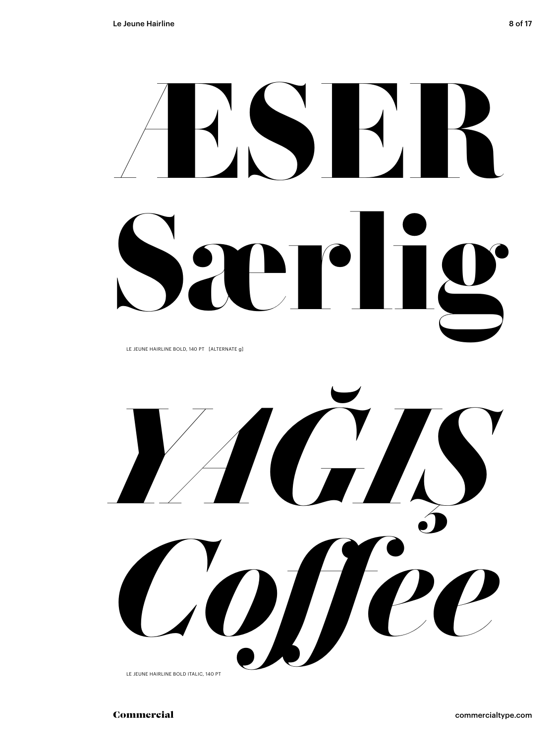ÆSER
Særlig

LE JEUNE HAIRLINE BOLD, 140 PT [ALTERNATE g]

*YAĞIŞ*
*Coffee*

LE JEUNE HAIRLINE BOLD ITALIC, 140 PT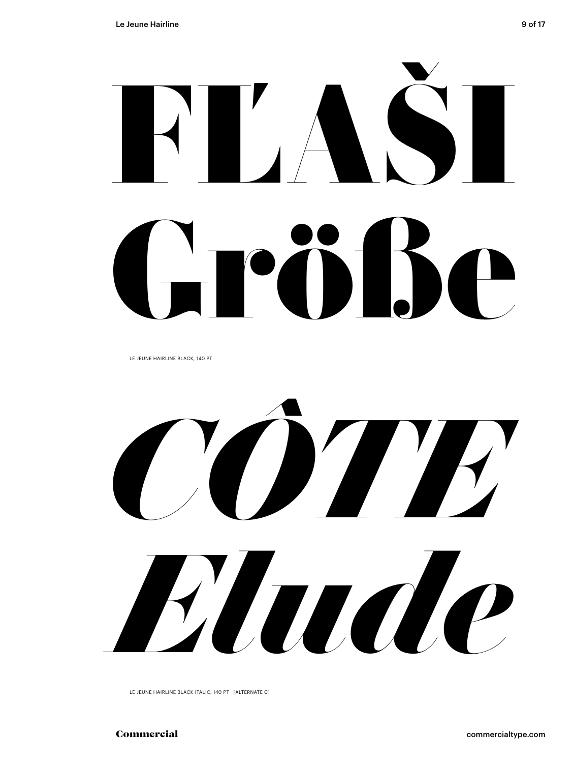# FĽAŠI Größe

LE JEUNE HAIRLINE BLACK, 140 PT

# *CÔTE Elude*

LE JEUNE HAIRLINE BLACK ITALIC, 140 PT [ALTERNATE C]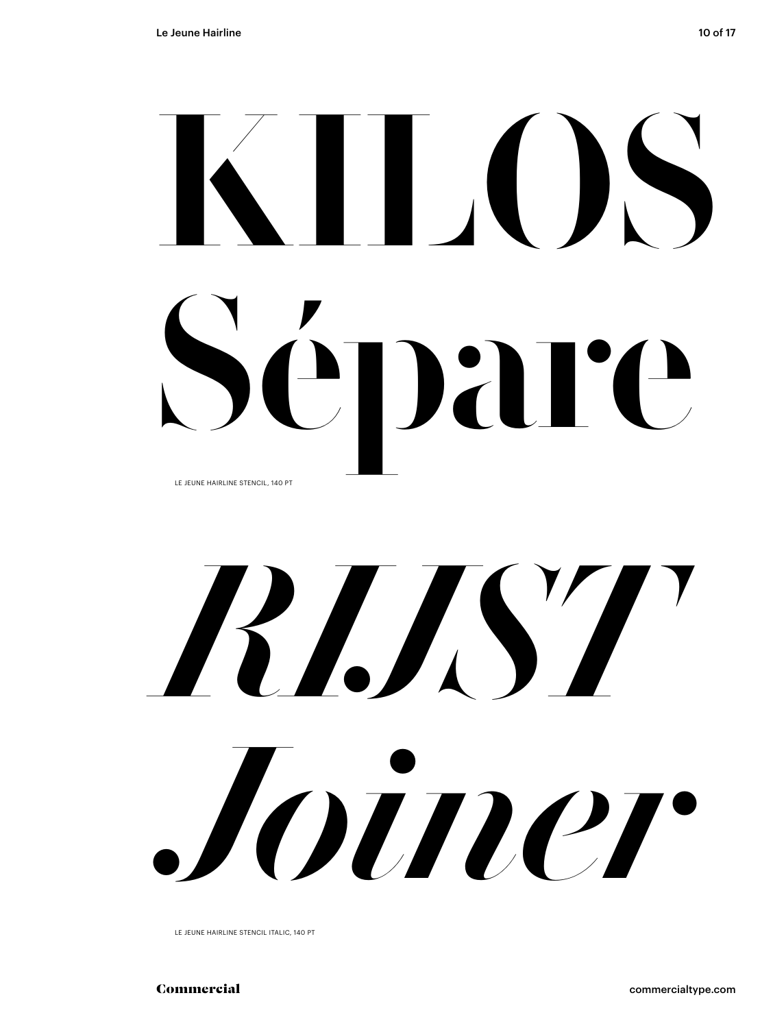KILOS
Sépare

LE JEUNE HAIRLINE STENCIL, 140 PT

*RIJST*
*Joiner*

LE JEUNE HAIRLINE STENCIL ITALIC, 140 PT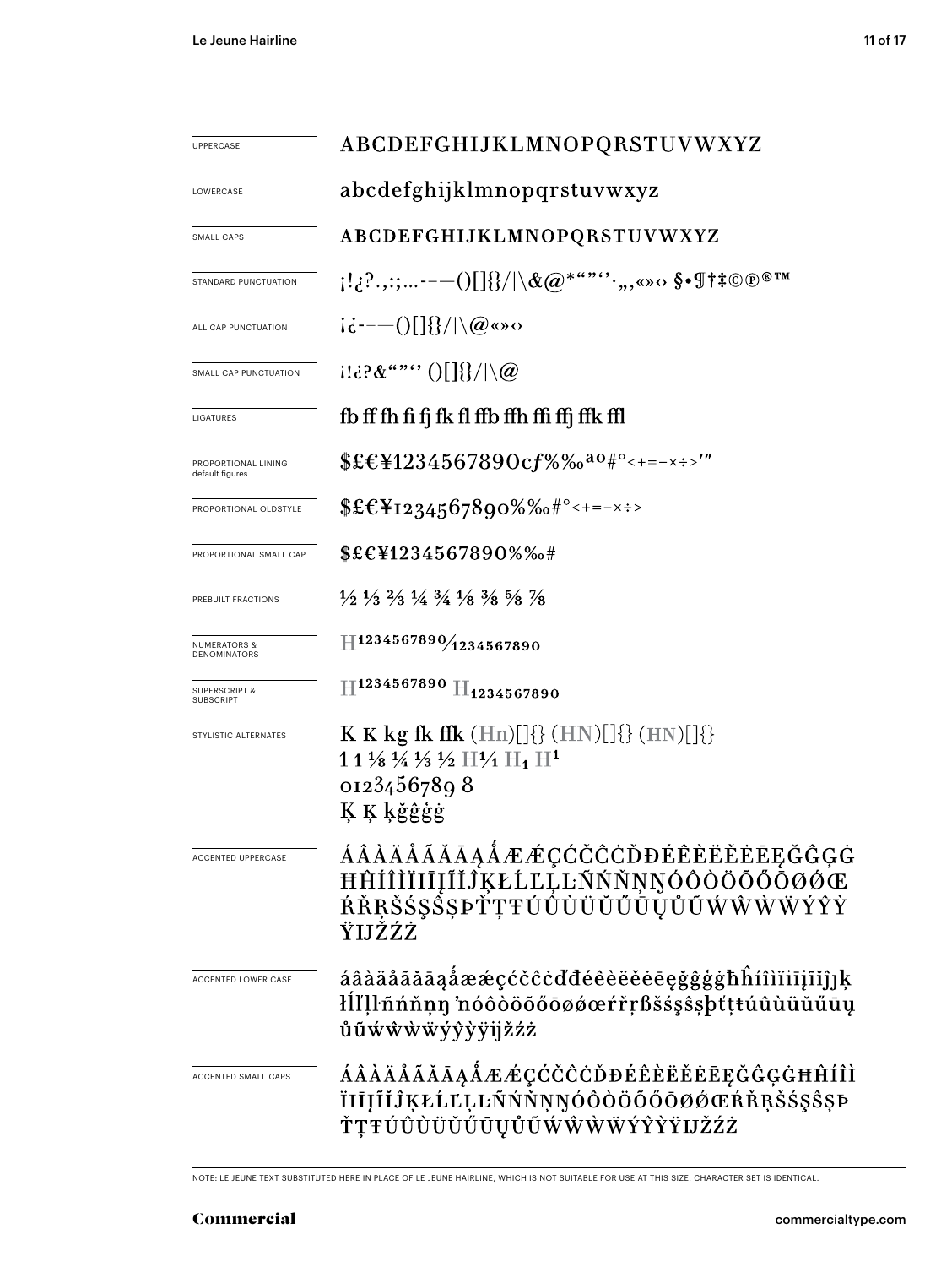| | |
|---|---|
| UPPERCASE | ABCDEFGHIJKLMNOPQRSTUVWXYZ |
| LOWERCASE | abcdefghijklmnopqrstuvwxyz |
| SMALL CAPS | ABCDEFGHIJKLMNOPQRSTUVWXYZ |
| STANDARD PUNCTUATION | ¡!¿?.,:;…-–—()[]{}/\|\&@*"""‘’·‚„«»‹› §•¶†‡©℗®™ |
| ALL CAP PUNCTUATION | ¡¿-–—()[]{}/\|\@«»‹› |
| SMALL CAP PUNCTUATION | ¡!¿?&"""‘’ ()[]{}/\|\@ |
| LIGATURES | fb ff fh fi fj fk fl ffb ffh ffi ffj ffk ffl |
| PROPORTIONAL LINING default figures | $£€¥1234567890¢ƒ%‰ªº#°<+=−×÷>′″ |
| PROPORTIONAL OLDSTYLE | $£€¥1234567890%‰#°<+=−×÷> |
| PROPORTIONAL SMALL CAP | $£€¥1234567890%‰# |
| PREBUILT FRACTIONS | ½ ⅓ ⅔ ¼ ¾ ⅛ ⅜ ⅝ ⅞ |
| NUMERATORS & DENOMINATORS | H1234567890⁄1234567890 |
| SUPERSCRIPT & SUBSCRIPT | H1234567890 H1234567890 |
| STYLISTIC ALTERNATES | K K kg fk ffk (Hn)[]{} (HN)[]{} (HN)[]{} 1 1 ⅛ ¼ ⅓ ½ H1⁄1 H1 H1 0123456789 8 Ķ Ķ ķğĝģġ |
| ACCENTED UPPERCASE | ÁÂÀÄÅÃĂĀĄǺÆǼÇĆČĈĊĎĐÉÊÈËĚĖĒĘĞĜĢĠĦĤÍÎÌÏİĪĮĨĬĴĶŁĹĽĻĿÑŃŇŅŊÓÔÒÖÕŐŌØǾŒŔŘŖŠŚŞŜȘÞŤŢŦÚÛÙÜŬŰŪŲŮŨẂŴẀẄÝŶỲŸĲŽŹŻ |
| ACCENTED LOWER CASE | áâàäåãăāąǻæǽçćčĉċďđéêèëěėēęğĝģġħĥíîìïiīįĩĭĵķłĺľļŀñńňņŋŉóôòöõőōøǿœŕřŗßšśşŝșþťţŧúûùüŭűūųůũẃŵẁẅýŷỳÿĳžźż |
| ACCENTED SMALL CAPS | ÁÂÀÄÅÃĂĀĄǺÆǼÇĆČĈĊĎĐÉÊÈËĚĖĒĘĞĜĢĠĦĤÍÎÌÏİĪĮĨĬĴĶŁĹĽĻĿÑŃŇŅŊÓÔÒÖÕŐŌØǾŒŔŘŖŠŚŞŜȘÞŤŢŦÚÛÙÜŬŰŪŲŮŨẂŴẀẄÝŶỲŸĲŽŹŻ |

NOTE: LE JEUNE TEXT SUBSTITUTED HERE IN PLACE OF LE JEUNE HAIRLINE, WHICH IS NOT SUITABLE FOR USE AT THIS SIZE. CHARACTER SET IS IDENTICAL.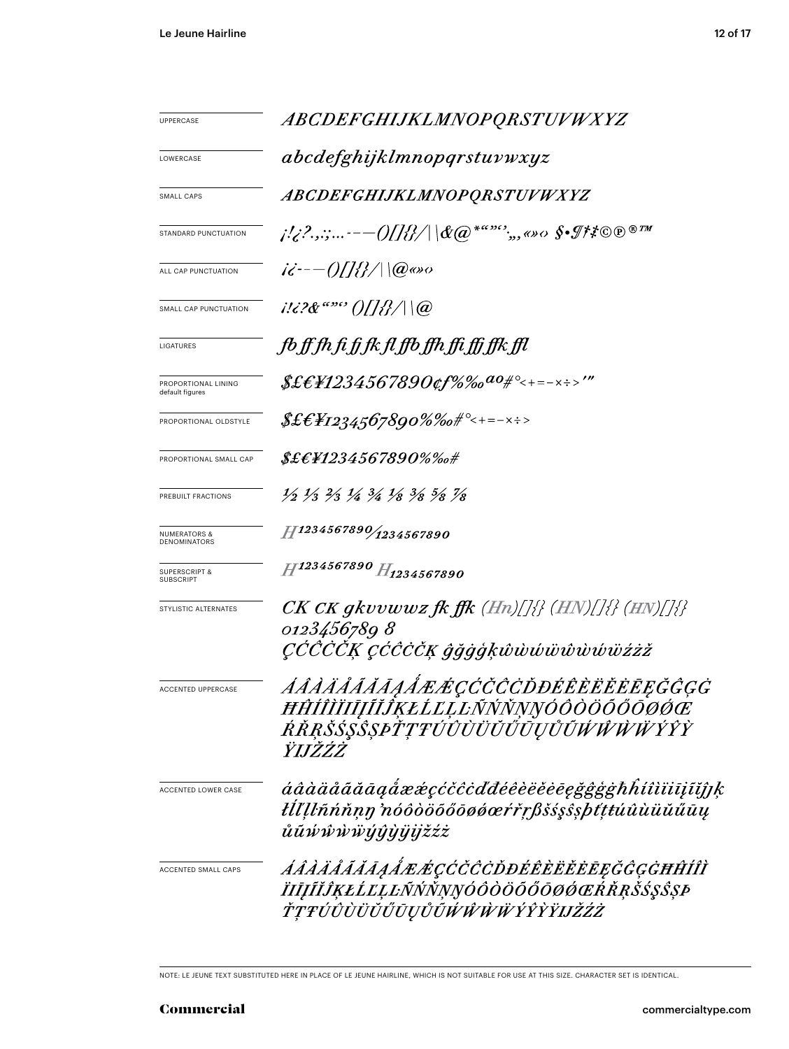| | |
|---|---|
| UPPERCASE | *ABCDEFGHIJKLMNOPQRSTUVWXYZ* |
| LOWERCASE | *abcdefghijklmnopqrstuvwxyz* |
| SMALL CAPS | *ABCDEFGHIJKLMNOPQRSTUVWXYZ* |
| STANDARD PUNCTUATION | *¡!¿?.,:;...-–—()[]{}/\|\&@*"""'',„«»‹› §•¶†‡©℗®™* |
| ALL CAP PUNCTUATION | *¡¿-–—()[]{}/\|\@«»‹›* |
| SMALL CAP PUNCTUATION | *¡!¿?&"""'' ()[]{}/\|\@* |
| LIGATURES | *fb ff fh fi fj fk fl ffb ffh ffi ffj ffk ffl* |
| PROPORTIONAL LINING default figures | *$£€¥1234567890¢ƒ%‰ªº#°<+=−×÷>′″* |
| PROPORTIONAL OLDSTYLE | *$£€¥1234567890%‰#°<+=−×÷>* |
| PROPORTIONAL SMALL CAP | *$£€¥1234567890%‰#* |
| PREBUILT FRACTIONS | *½ ⅓ ⅔ ¼ ¾ ⅛ ⅜ ⅝ ⅞* |
| NUMERATORS & DENOMINATORS | *H1234567890⁄1234567890* |
| SUPERSCRIPT & SUBSCRIPT | *H1234567890 H1234567890* |
| STYLISTIC ALTERNATES | *CK CK gkvvwwz fk ffk (Hn)[]{} (HN)[]{} (HN)[]{} 0123456789 8 ÇĆĈČĊĶ ÇĆĈČĊĶ ĝğġģķŵẁẃẅŵẁẃẅźżž* |
| ACCENTED UPPERCASE | *ÁÂÀÄÅÃĂĀĄǺÆǼÇĆČĈĊĎĐÉÊÈËĚĖĒĘĞĜĢĠĦĤÍÎÌÏĪĮĨĬĴĶŁĹĽĻĿÑŃŇŅŊÓÔÒÖÕŐŌØǾŒŔŘŖŠŚŞŜȘÞŤŢŦÚÛÙÜŬŰŪŲŮŨẂŴẀẄÝŶỲŸĲŽŹŻ* |
| ACCENTED LOWER CASE | *áâàäåãăāąǻæǽçćčĉċďđéêèëěėēęğĝģġħĥíîìïīįĩĭȷĵķłĺľļŀñńňņŋŉóôòöõőōøǿœŕřŗßšśşŝșþťţŧúûùüŭűūųůũẃŵẁẅýŷỳÿĳžźż* |
| ACCENTED SMALL CAPS | *ÁÂÀÄÅÃĂĀĄǺÆǼÇĆČĈĊĎĐÉÊÈËĚĖĒĘĞĜĢĠĦĤÍÎÌÏĪĮĨĬĴĶŁĹĽĻĿÑŃŇŅŊÓÔÒÖÕŐŌØǾŒŔŘŖŠŚŞŜȘÞŤŢŦÚÛÙÜŬŰŪŲŮŨẂŴẀẄÝŶỲŸĲŽŹŻ* |

NOTE: LE JEUNE TEXT SUBSTITUTED HERE IN PLACE OF LE JEUNE HAIRLINE, WHICH IS NOT SUITABLE FOR USE AT THIS SIZE. CHARACTER SET IS IDENTICAL.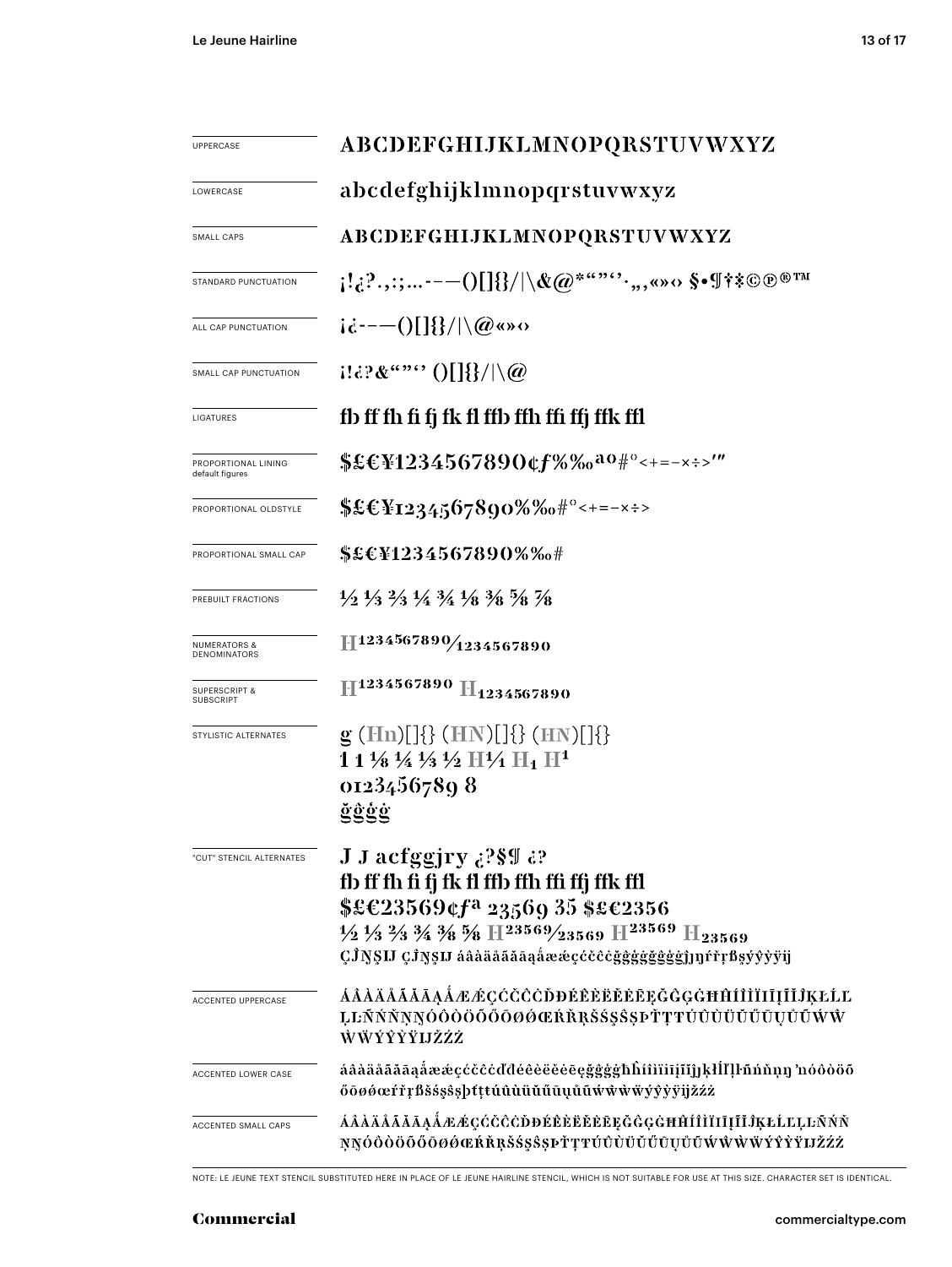| | |
|---|---|
| UPPERCASE | ABCDEFGHIJKLMNOPQRSTUVWXYZ |
| LOWERCASE | abcdefghijklmnopqrstuvwxyz |
| SMALL CAPS | ABCDEFGHIJKLMNOPQRSTUVWXYZ |
| STANDARD PUNCTUATION | ¡!¿?.,:;...-–—()[]{}/\|\&@*"“”‘’·„‚«»‹› §•¶†‡©℗®™ |
| ALL CAP PUNCTUATION | ¡¿-–—()[]{}/\|\@«»‹› |
| SMALL CAP PUNCTUATION | ¡!¿?&“”‘’ ()[]{}/\|\@ |
| LIGATURES | fb ff fh fi fj fk fl ffb ffh ffi ffj ffk ffl |
| PROPORTIONAL LINING default figures | $£€¥1234567890¢ƒ%‰ªº#°<+=-×÷>′″ |
| PROPORTIONAL OLDSTYLE | $£€¥1234567890%‰#°<+=-×÷> |
| PROPORTIONAL SMALL CAP | $£€¥1234567890%‰# |
| PREBUILT FRACTIONS | ½ ⅓ ⅔ ¼ ¾ ⅛ ⅜ ⅝ ⅞ |
| NUMERATORS & DENOMINATORS | H1234567890/1234567890 |
| SUPERSCRIPT & SUBSCRIPT | H1234567890 H1234567890 |
| STYLISTIC ALTERNATES | g (Hn)[]{} (HN)[]{} (HN)[]{} 1 1 ⅛ ¼ ⅓ ½ H¼ H1 H1 0123456789 8 ğĝģġ |
| "CUT" STENCIL ALTERNATES | J J acfggjry ¿?§¶ ¿? fb ff fh fi fj fk fl ffb ffh ffi ffj ffk ffl $£€23569¢ƒª 23569 35 $£€2356 ½ ⅓ ⅔ ¾ ⅜ ⅝ H23569/23569 H23569 H23569 ÇĴŅŞIJ ÇĴŅŞIJ áâàäåãăāąǻæǽçćčĉċğĝģġğĝģġĵŋŕřŗßşýŷỳÿij |
| ACCENTED UPPERCASE | ÁÂÀÄÅÃĂĀĄǺÆǼÇĆČĈĊĎĐÉÊÈËĚĖĒĘĞĜĢĠĦĤÍÎÌÏİĪĮĨĴĶŁĹĽĻĿÑŃŇŅŊÓÔÒÖÕŐŌØǾŒŔŘŖŠŚŞŜȘÞŤŢŦÚÛÙÜŬŰŪŲŮŨẂŴẀẄÝŶỲŸIJŽŹŻ |
| ACCENTED LOWER CASE | áâàäåãăāąǻæǽçćčĉċďđéêèëěėēęğĝģġħĥíîìïıīįĩĵȷķłĺľļŀñńňņŋ ŉóôòöõőōøǿœŕřŗßšśşŝșþťţŧúûùüŭűūųůũẃŵẁẅýŷỳÿijžźż |
| ACCENTED SMALL CAPS | ÁÂÀÄÅÃĂĀĄǺÆǼÇĆČĈĊĎĐÉÊÈËĚĖĒĘĞĜĢĠĦĤÍÎÌÏİĪĮĨĴĶŁĹĽĻĿÑŃŇŅŊÓÔÒÖÕŐŌØǾŒŔŘŖŠŚŞŜȘÞŤŢŦÚÛÙÜŬŰŪŲŮŨẂŴẀẄÝŶỲŸIJŽŹŻ |

NOTE: LE JEUNE TEXT STENCIL SUBSTITUTED HERE IN PLACE OF LE JEUNE HAIRLINE STENCIL, WHICH IS NOT SUITABLE FOR USE AT THIS SIZE. CHARACTER SET IS IDENTICAL.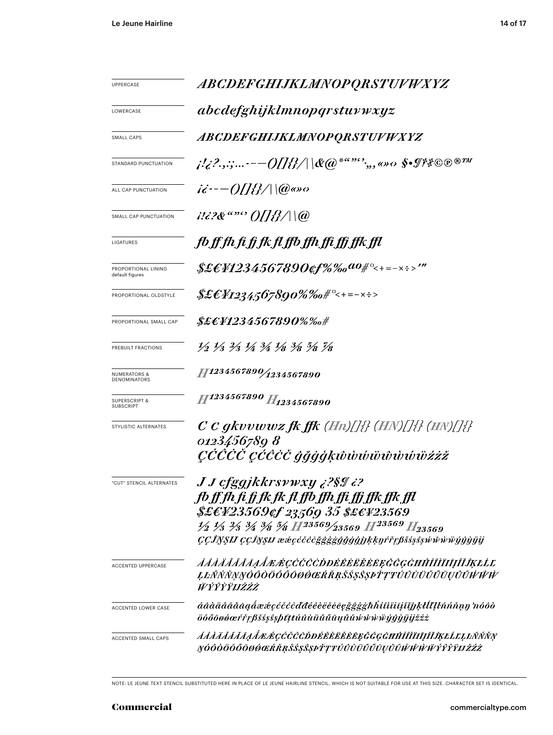| | |
|---|---|
| UPPERCASE | ABCDEFGHIJKLMNOPQRSTUVWXYZ |
| LOWERCASE | abcdefghijklmnopqrstuvwxyz |
| SMALL CAPS | ABCDEFGHIJKLMNOPQRSTUVWXYZ |
| STANDARD PUNCTUATION | ¡!¿?.,:;...·-–—()[]{}/\|\\&@*"""'',,,«»‹› §•¶†‡©℗®™ |
| ALL CAP PUNCTUATION | ¡¿-–—()[]{}/\|\\@«»‹› |
| SMALL CAP PUNCTUATION | ¡!¿?&""'' ()[]{}/\|\\@ |
| LIGATURES | fb ff fh fi fj fk fl ffb ffh ffi ffj ffk ffl |
| PROPORTIONAL LINING default figures | $£€¥1234567890¢ƒ%‰ªº#°<+=−×÷>′″ |
| PROPORTIONAL OLDSTYLE | $£€¥1234567890%‰#°<+=−×÷> |
| PROPORTIONAL SMALL CAP | $£€¥1234567890%‰# |
| PREBUILT FRACTIONS | ½ ⅓ ⅔ ¼ ¾ ⅛ ⅜ ⅝ ⅞ |
| NUMERATORS & DENOMINATORS | H1234567890⁄1234567890 |
| SUPERSCRIPT & SUBSCRIPT | H1234567890 H1234567890 |
| STYLISTIC ALTERNATES | C C gkvvwwz fk ffk (Hn)[]{} (HN)[]{} (HN)[]{} 0123456789 8 ÇĆĈĊČ ÇĆĈĊČ ĝğġģķŵẁẃẅŵẁẃẅźżž |
| "CUT" STENCIL ALTERNATES | J J cfggjkkrsvwxy ¿?$¶ ¿? fb ff fh fi fj fk fk fl ffb ffh ffi ffj ffk ffk ffl $£€¥23569¢ƒ 23569 35 $£€¥23569 ½ ⅓ ⅔ ¾ ⅜ ⅝ H23569⁄23569 H23569 H23569 ÇÇĴŅŞIJ ÇÇĴŅŞIJ ææçćĉċčĝğġģĝğġģĵķķŗŕřŗßšśŝşşŵẁẃẅẁýŷỳÿÿ |
| ACCENTED UPPERCASE | ÁÂÀÄÅÃĂĀĄǺÆǼÇĆČĈĊĎĐÉÊÈËĚĖĒĘĞĜĢĠĦĤÍÎÌÏĨĬĪĮĴĶŁĹĽĻĿÑŃŇŅŊÓÔÒÖÕŐŌØǾŒŔŘŖŠŚŞŜȘÞŤŢŦÚÛÙÜŬŰŪŲŮŨẂŴẀẄÝŶỲŸĲŽŹŻ |
| ACCENTED LOWER CASE | áâàäåãăāąǻæǽçćčĉċďđéêèëěėēęğĝģġħĥíîìïĩĭīįĳĵķłĺľļŀñńňņŋŉóôòöõőōøǿœŕřŗßšśşŝșþťţŧúûùüŭűūųůũẃŵẁẅýŷỳÿžźż |
| ACCENTED SMALL CAPS | ÁÂÀÄÅÃĂĀĄǺÆǼÇĆČĈĊĎĐÉÊÈËĚĖĒĘĞĜĢĠĦĤÍÎÌÏĨĬĪĮĴĶŁĹĽĻĿÑŃŇŅŊÓÔÒÖÕŐŌØǾŒŔŘŖŠŚŞŜȘÞŤŢŦÚÛÙÜŬŰŪŲŮŨẂŴẀẄÝŶỲŸĲŽŹŻ |

NOTE: LE JEUNE TEXT STENCIL SUBSTITUTED HERE IN PLACE OF LE JEUNE HAIRLINE STENCIL, WHICH IS NOT SUITABLE FOR USE AT THIS SIZE. CHARACTER SET IS IDENTICAL.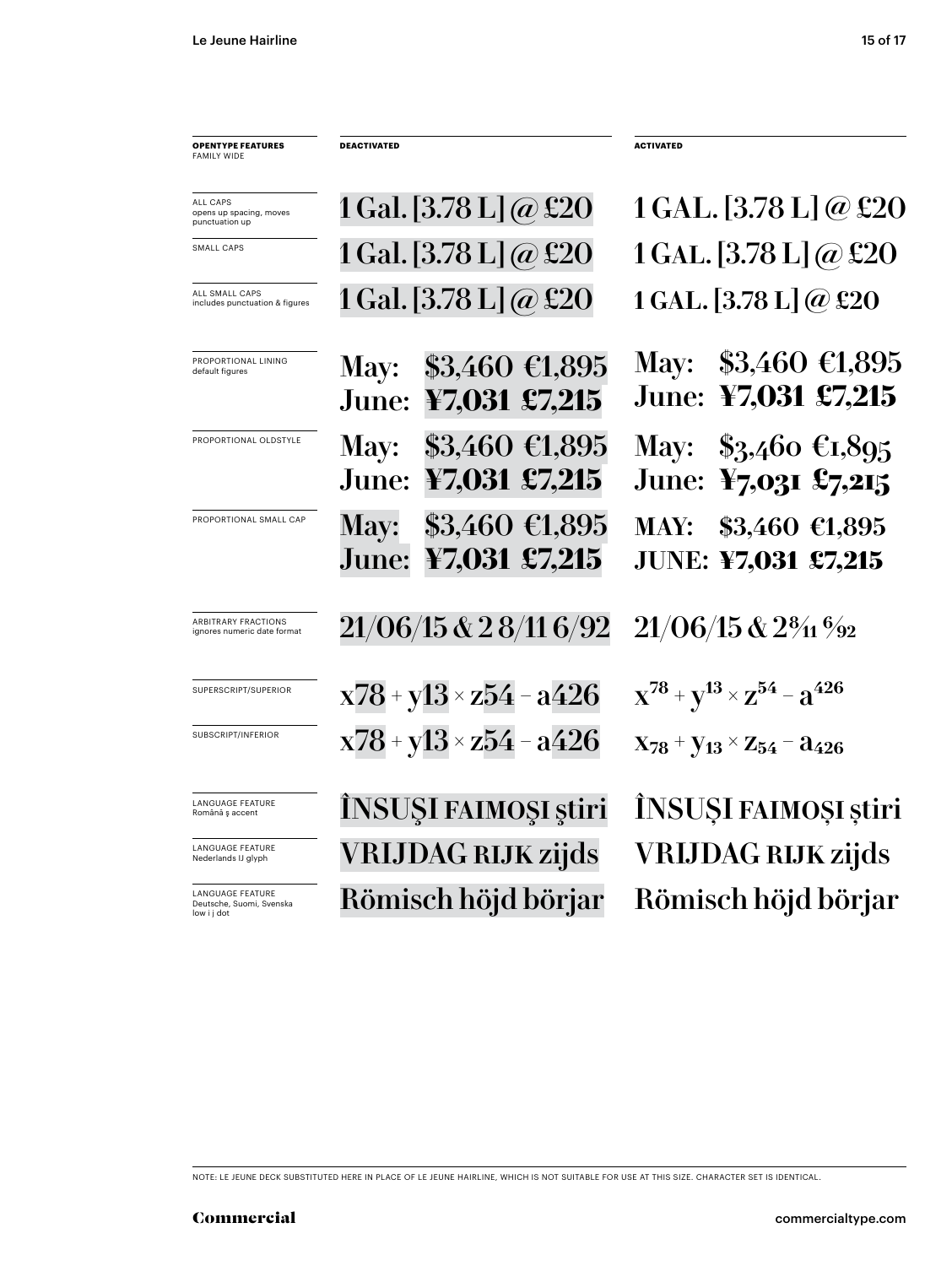| OPENTYPE FEATURES FAMILY WIDE | DEACTIVATED | ACTIVATED |
| --- | --- | --- |
| ALL CAPS opens up spacing, moves punctuation up | 1 Gal. [3.78 L] @ £20 | 1 GAL. [3.78 L] @ £20 |
| SMALL CAPS | 1 Gal. [3.78 L] @ £20 | 1 GAL. [3.78 L] @ £20 |
| ALL SMALL CAPS includes punctuation & figures | 1 Gal. [3.78 L] @ £20 | 1 GAL. [3.78 L] @ £20 |
| PROPORTIONAL LINING default figures | May: \$3,460 €1,895 June: ¥7,031 £7,215 | May: \$3,460 €1,895 June: ¥7,031 £7,215 |
| PROPORTIONAL OLDSTYLE | May: \$3,460 €1,895 June: ¥7,031 £7,215 | May: \$3,460 €1,895 June: ¥7,031 £7,215 |
| PROPORTIONAL SMALL CAP | May: \$3,460 €1,895 June: ¥7,031 £7,215 | MAY: \$3,460 €1,895 JUNE: ¥7,031 £7,215 |
| ARBITRARY FRACTIONS ignores numeric date format | 21/06/15 & 2 8/11 6/92 | 21/06/15 & 2 8/11 6/92 |
| SUPERSCRIPT/SUPERIOR | x78 + y13 × z54 – a426 | $x^{78} + y^{13} \times z^{54} - a^{426}$ |
| SUBSCRIPT/INFERIOR | x78 + y13 × z54 – a426 | $x_{78} + y_{13} \times z_{54} - a_{426}$ |
| LANGUAGE FEATURE Română ş accent | ÎNSUŞI FAIMOŞI ştiri | ÎNSUȘI FAIMOȘI știri |
| LANGUAGE FEATURE Nederlands IJ glyph | VRIJDAG RIJK zijds | VRIJDAG RIJK zijds |
| LANGUAGE FEATURE Deutsche, Suomi, Svenska low i j dot | Römisch höjd börjar | Römisch höjd börjar |

NOTE: LE JEUNE DECK SUBSTITUTED HERE IN PLACE OF LE JEUNE HAIRLINE, WHICH IS NOT SUITABLE FOR USE AT THIS SIZE. CHARACTER SET IS IDENTICAL.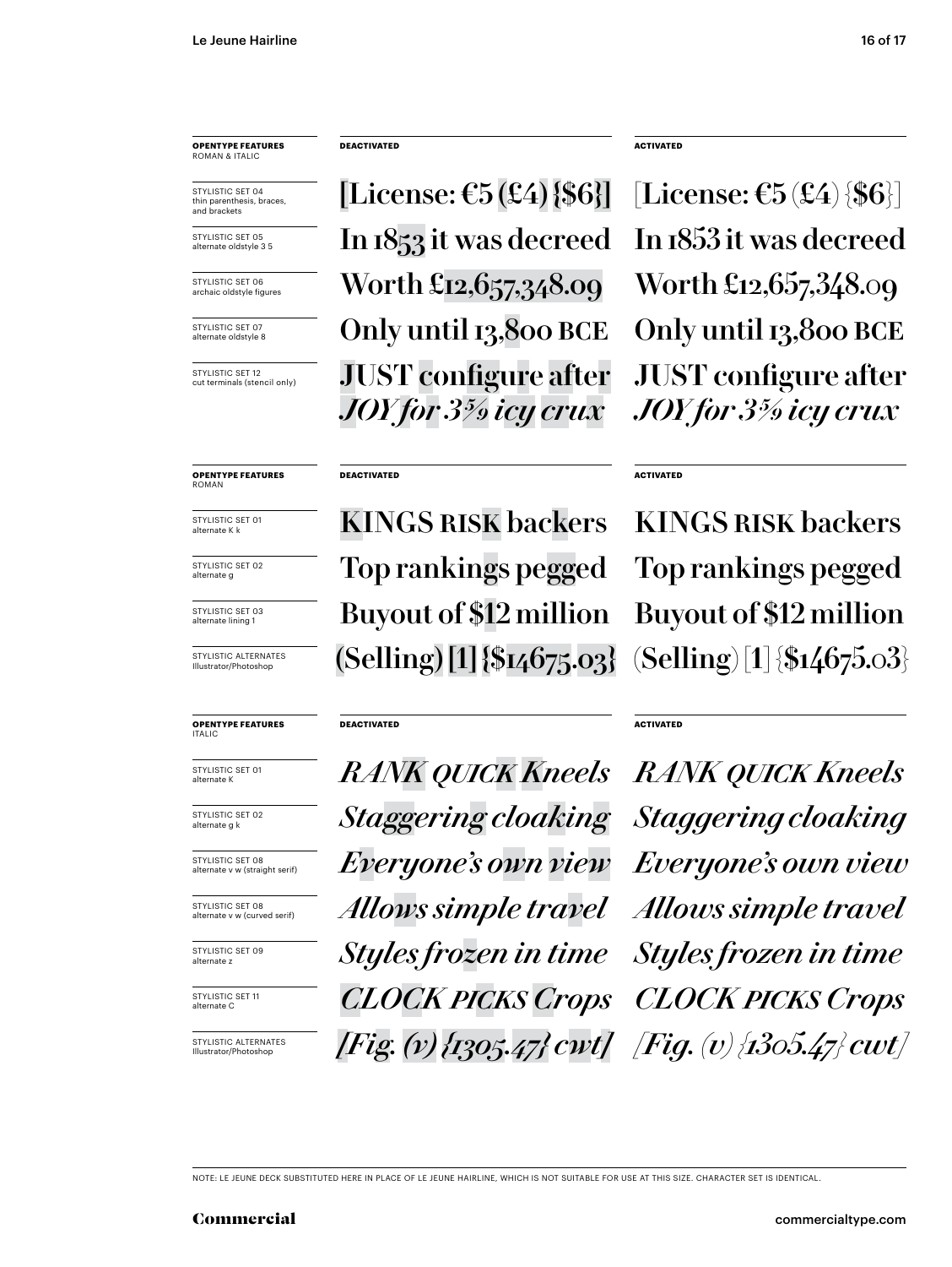| OPENTYPE FEATURES ROMAN & ITALIC | DEACTIVATED | ACTIVATED |
| --- | --- | --- |
| STYLISTIC SET 04 thin parenthesis, braces, and brackets | [License: €5 (£4) {$6}] | [License: €5 (£4) {$6}] |
| STYLISTIC SET 05 alternate oldstyle 3 5 | In 1853 it was decreed | In 1853 it was decreed |
| STYLISTIC SET 06 archaic oldstyle figures | Worth £12,657,348.09 | Worth £12,657,348.09 |
| STYLISTIC SET 07 alternate oldstyle 8 | Only until 13,800 BCE | Only until 13,800 BCE |
| STYLISTIC SET 12 cut terminals (stencil only) | JUST configure after *JOY for 3⅝ icy crux* | JUST configure after *JOY for 3⅝ icy crux* |

| OPENTYPE FEATURES ROMAN | DEACTIVATED | ACTIVATED |
| --- | --- | --- |
| STYLISTIC SET 01 alternate K k | KINGS RISK backers | KINGS RISK backers |
| STYLISTIC SET 02 alternate g | Top rankings pegged | Top rankings pegged |
| STYLISTIC SET 03 alternate lining 1 | Buyout of $12 million | Buyout of $12 million |
| STYLISTIC ALTERNATES Illustrator/Photoshop | (Selling) [1] {$14675.03} | (Selling) [1] {$14675.03} |

| OPENTYPE FEATURES ITALIC | DEACTIVATED | ACTIVATED |
| --- | --- | --- |
| STYLISTIC SET 01 alternate K | *RANK QUICK Kneels* | *RANK QUICK Kneels* |
| STYLISTIC SET 02 alternate g k | *Staggering cloaking* | *Staggering cloaking* |
| STYLISTIC SET 08 alternate v w (straight serif) | *Everyone's own view* | *Everyone's own view* |
| STYLISTIC SET 08 alternate v w (curved serif) | *Allows simple travel* | *Allows simple travel* |
| STYLISTIC SET 09 alternate z | *Styles frozen in time* | *Styles frozen in time* |
| STYLISTIC SET 11 alternate C | *CLOCK PICKS Crops* | *CLOCK PICKS Crops* |
| STYLISTIC ALTERNATES Illustrator/Photoshop | *[Fig. (v) {1305.47} cwt]* | *[Fig. (v) {1305.47} cwt]* |

NOTE: LE JEUNE DECK SUBSTITUTED HERE IN PLACE OF LE JEUNE HAIRLINE, WHICH IS NOT SUITABLE FOR USE AT THIS SIZE. CHARACTER SET IS IDENTICAL.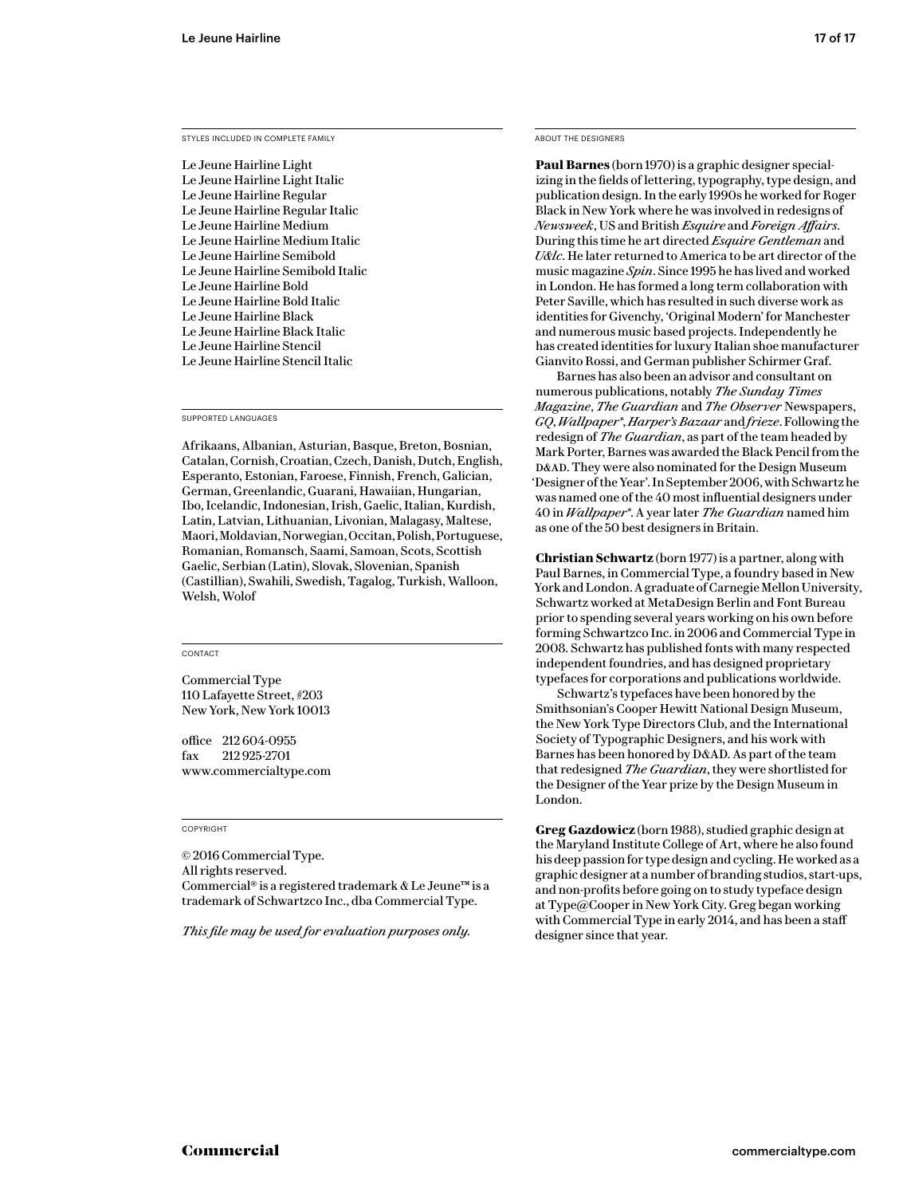## STYLES INCLUDED IN COMPLETE FAMILY

Le Jeune Hairline Light
Le Jeune Hairline Light Italic
Le Jeune Hairline Regular
Le Jeune Hairline Regular Italic
Le Jeune Hairline Medium
Le Jeune Hairline Medium Italic
Le Jeune Hairline Semibold
Le Jeune Hairline Semibold Italic
Le Jeune Hairline Bold
Le Jeune Hairline Bold Italic
Le Jeune Hairline Black
Le Jeune Hairline Black Italic
Le Jeune Hairline Stencil
Le Jeune Hairline Stencil Italic

## SUPPORTED LANGUAGES

Afrikaans, Albanian, Asturian, Basque, Breton, Bosnian, Catalan, Cornish, Croatian, Czech, Danish, Dutch, English, Esperanto, Estonian, Faroese, Finnish, French, Galician, German, Greenlandic, Guarani, Hawaiian, Hungarian, Ibo, Icelandic, Indonesian, Irish, Gaelic, Italian, Kurdish, Latin, Latvian, Lithuanian, Livonian, Malagasy, Maltese, Maori, Moldavian, Norwegian, Occitan, Polish, Portuguese, Romanian, Romansch, Saami, Samoan, Scots, Scottish Gaelic, Serbian (Latin), Slovak, Slovenian, Spanish (Castillian), Swahili, Swedish, Tagalog, Turkish, Walloon, Welsh, Wolof

## CONTACT

Commercial Type
110 Lafayette Street, #203
New York, New York 10013

office 212 604-0955
fax 212 925-2701
www.commercialtype.com

## COPYRIGHT

© 2016 Commercial Type.
All rights reserved.
Commercial® is a registered trademark & Le Jeune™ is a trademark of Schwartzco Inc., dba Commercial Type.

*This file may be used for evaluation purposes only.*

## ABOUT THE DESIGNERS

**Paul Barnes** (born 1970) is a graphic designer specializing in the fields of lettering, typography, type design, and publication design. In the early 1990s he worked for Roger Black in New York where he was involved in redesigns of *Newsweek*, US and British *Esquire* and *Foreign Affairs*. During this time he art directed *Esquire Gentleman* and *U&lc*. He later returned to America to be art director of the music magazine *Spin*. Since 1995 he has lived and worked in London. He has formed a long term collaboration with Peter Saville, which has resulted in such diverse work as identities for Givenchy, 'Original Modern' for Manchester and numerous music based projects. Independently he has created identities for luxury Italian shoe manufacturer Gianvito Rossi, and German publisher Schirmer Graf.

Barnes has also been an advisor and consultant on numerous publications, notably *The Sunday Times Magazine*, *The Guardian* and *The Observer* Newspapers, *GQ*, *Wallpaper**, *Harper's Bazaar* and *frieze*. Following the redesign of *The Guardian*, as part of the team headed by Mark Porter, Barnes was awarded the Black Pencil from the D&AD. They were also nominated for the Design Museum 'Designer of the Year'. In September 2006, with Schwartz he was named one of the 40 most influential designers under 40 in *Wallpaper**. A year later *The Guardian* named him as one of the 50 best designers in Britain.

**Christian Schwartz** (born 1977) is a partner, along with Paul Barnes, in Commercial Type, a foundry based in New York and London. A graduate of Carnegie Mellon University, Schwartz worked at MetaDesign Berlin and Font Bureau prior to spending several years working on his own before forming Schwartzco Inc. in 2006 and Commercial Type in 2008. Schwartz has published fonts with many respected independent foundries, and has designed proprietary typefaces for corporations and publications worldwide.

Schwartz's typefaces have been honored by the Smithsonian's Cooper Hewitt National Design Museum, the New York Type Directors Club, and the International Society of Typographic Designers, and his work with Barnes has been honored by D&AD. As part of the team that redesigned *The Guardian*, they were shortlisted for the Designer of the Year prize by the Design Museum in London.

**Greg Gazdowicz** (born 1988), studied graphic design at the Maryland Institute College of Art, where he also found his deep passion for type design and cycling. He worked as a graphic designer at a number of branding studios, start-ups, and non-profits before going on to study typeface design at Type@Cooper in New York City. Greg began working with Commercial Type in early 2014, and has been a staff designer since that year.